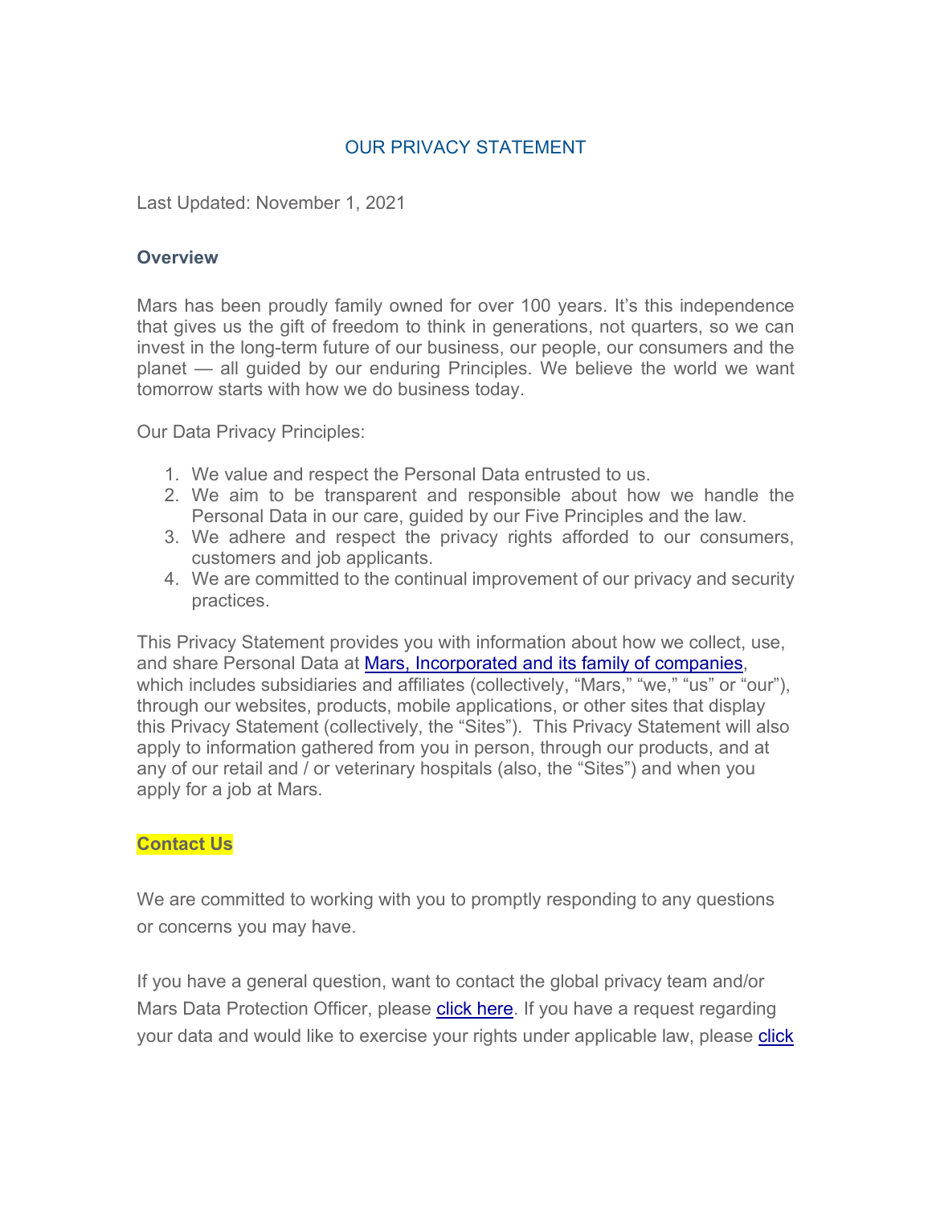# OUR PRIVACY STATEMENT

Last Updated: November 1, 2021

## Overview

Mars has been proudly family owned for over 100 years. It's this independence that gives us the gift of freedom to think in generations, not quarters, so we can invest in the long-term future of our business, our people, our consumers and the planet — all guided by our enduring Principles. We believe the world we want tomorrow starts with how we do business today.

Our Data Privacy Principles:

1. We value and respect the Personal Data entrusted to us.
2. We aim to be transparent and responsible about how we handle the Personal Data in our care, guided by our Five Principles and the law.
3. We adhere and respect the privacy rights afforded to our consumers, customers and job applicants.
4. We are committed to the continual improvement of our privacy and security practices.

This Privacy Statement provides you with information about how we collect, use, and share Personal Data at Mars, Incorporated and its family of companies, which includes subsidiaries and affiliates (collectively, "Mars," "we," "us" or "our"), through our websites, products, mobile applications, or other sites that display this Privacy Statement (collectively, the "Sites"). This Privacy Statement will also apply to information gathered from you in person, through our products, and at any of our retail and / or veterinary hospitals (also, the "Sites") and when you apply for a job at Mars.

## Contact Us

We are committed to working with you to promptly responding to any questions or concerns you may have.

If you have a general question, want to contact the global privacy team and/or Mars Data Protection Officer, please click here. If you have a request regarding your data and would like to exercise your rights under applicable law, please click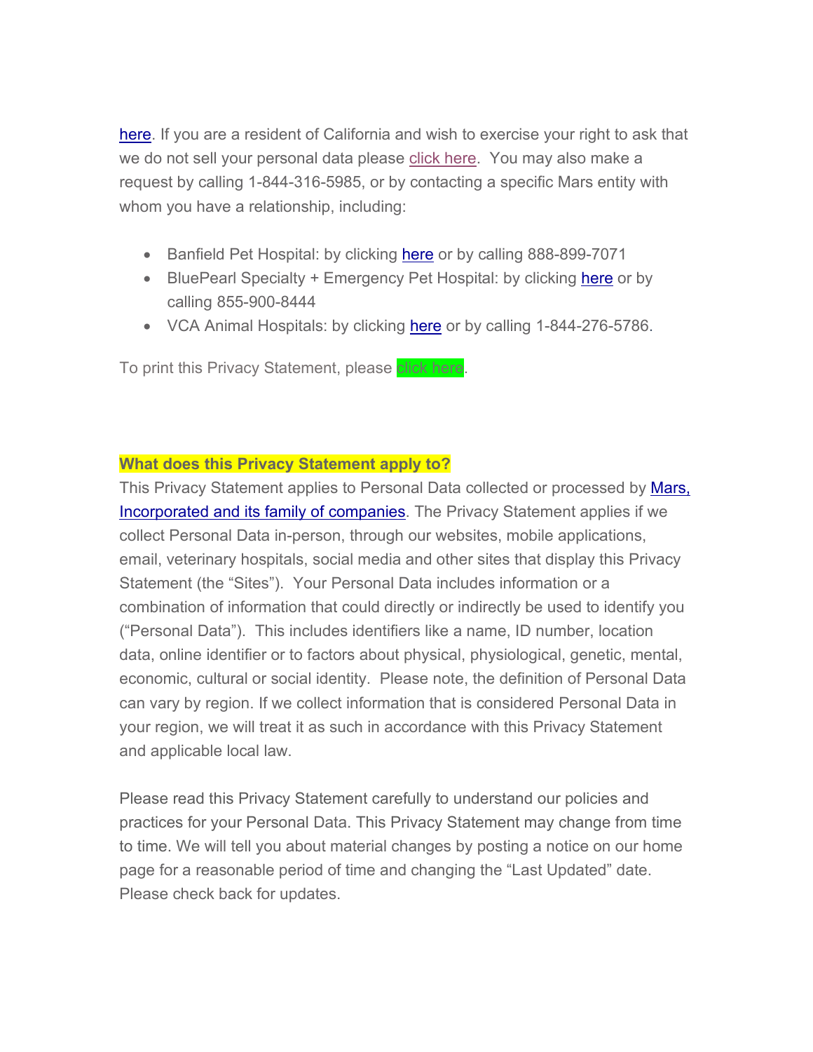here. If you are a resident of California and wish to exercise your right to ask that we do not sell your personal data please click here. You may also make a request by calling 1-844-316-5985, or by contacting a specific Mars entity with whom you have a relationship, including:

- Banfield Pet Hospital: by clicking here or by calling 888-899-7071
- BluePearl Specialty + Emergency Pet Hospital: by clicking here or by calling 855-900-8444
- VCA Animal Hospitals: by clicking here or by calling 1-844-276-5786.

To print this Privacy Statement, please click here.

**What does this Privacy Statement apply to?**

This Privacy Statement applies to Personal Data collected or processed by Mars, Incorporated and its family of companies. The Privacy Statement applies if we collect Personal Data in-person, through our websites, mobile applications, email, veterinary hospitals, social media and other sites that display this Privacy Statement (the "Sites"). Your Personal Data includes information or a combination of information that could directly or indirectly be used to identify you ("Personal Data"). This includes identifiers like a name, ID number, location data, online identifier or to factors about physical, physiological, genetic, mental, economic, cultural or social identity. Please note, the definition of Personal Data can vary by region. If we collect information that is considered Personal Data in your region, we will treat it as such in accordance with this Privacy Statement and applicable local law.

Please read this Privacy Statement carefully to understand our policies and practices for your Personal Data. This Privacy Statement may change from time to time. We will tell you about material changes by posting a notice on our home page for a reasonable period of time and changing the "Last Updated" date. Please check back for updates.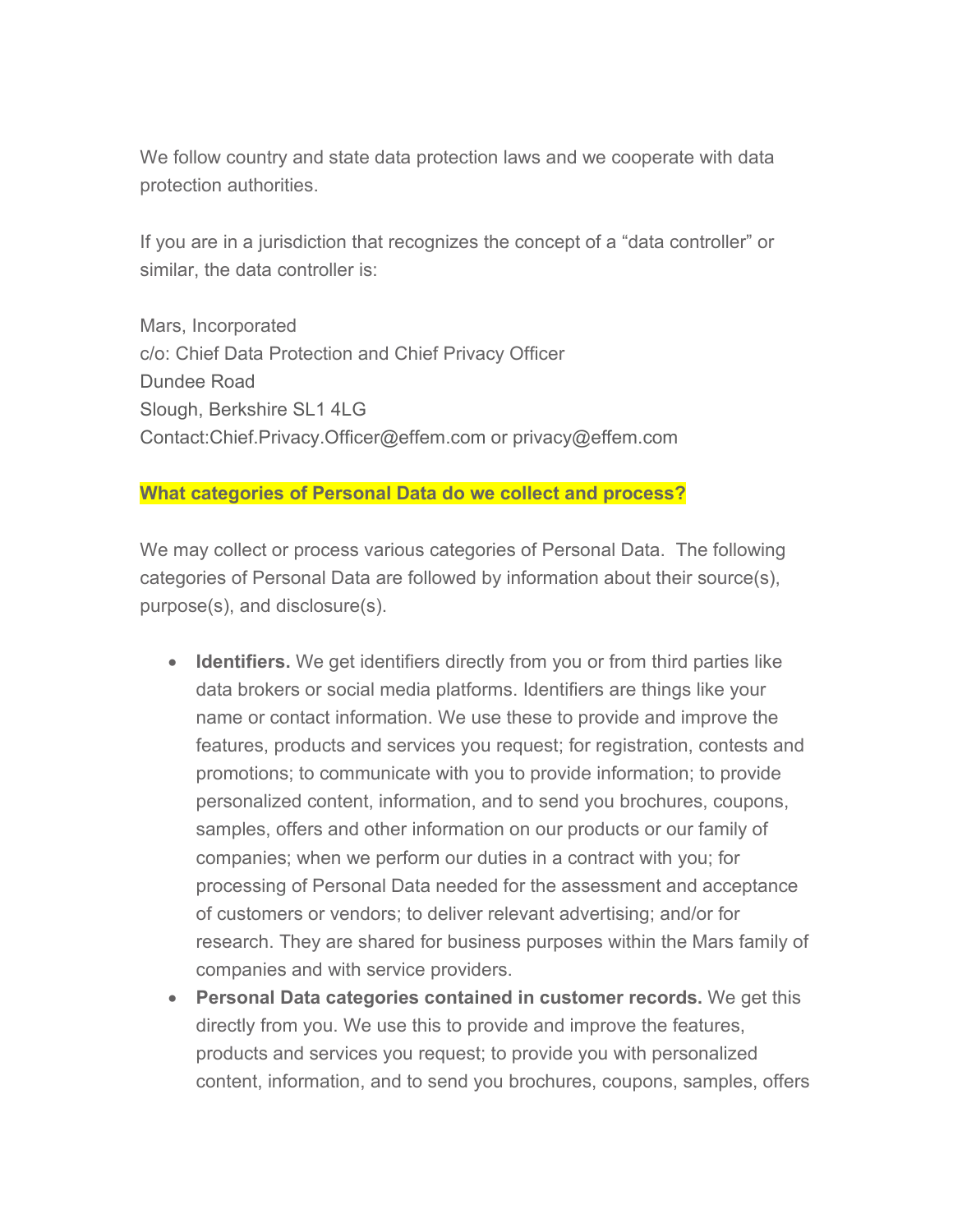We follow country and state data protection laws and we cooperate with data protection authorities.

If you are in a jurisdiction that recognizes the concept of a "data controller" or similar, the data controller is:

Mars, Incorporated
c/o: Chief Data Protection and Chief Privacy Officer
Dundee Road
Slough, Berkshire SL1 4LG
Contact:Chief.Privacy.Officer@effem.com or privacy@effem.com

**What categories of Personal Data do we collect and process?**

We may collect or process various categories of Personal Data. The following categories of Personal Data are followed by information about their source(s), purpose(s), and disclosure(s).

- **Identifiers.** We get identifiers directly from you or from third parties like data brokers or social media platforms. Identifiers are things like your name or contact information. We use these to provide and improve the features, products and services you request; for registration, contests and promotions; to communicate with you to provide information; to provide personalized content, information, and to send you brochures, coupons, samples, offers and other information on our products or our family of companies; when we perform our duties in a contract with you; for processing of Personal Data needed for the assessment and acceptance of customers or vendors; to deliver relevant advertising; and/or for research. They are shared for business purposes within the Mars family of companies and with service providers.
- **Personal Data categories contained in customer records.** We get this directly from you. We use this to provide and improve the features, products and services you request; to provide you with personalized content, information, and to send you brochures, coupons, samples, offers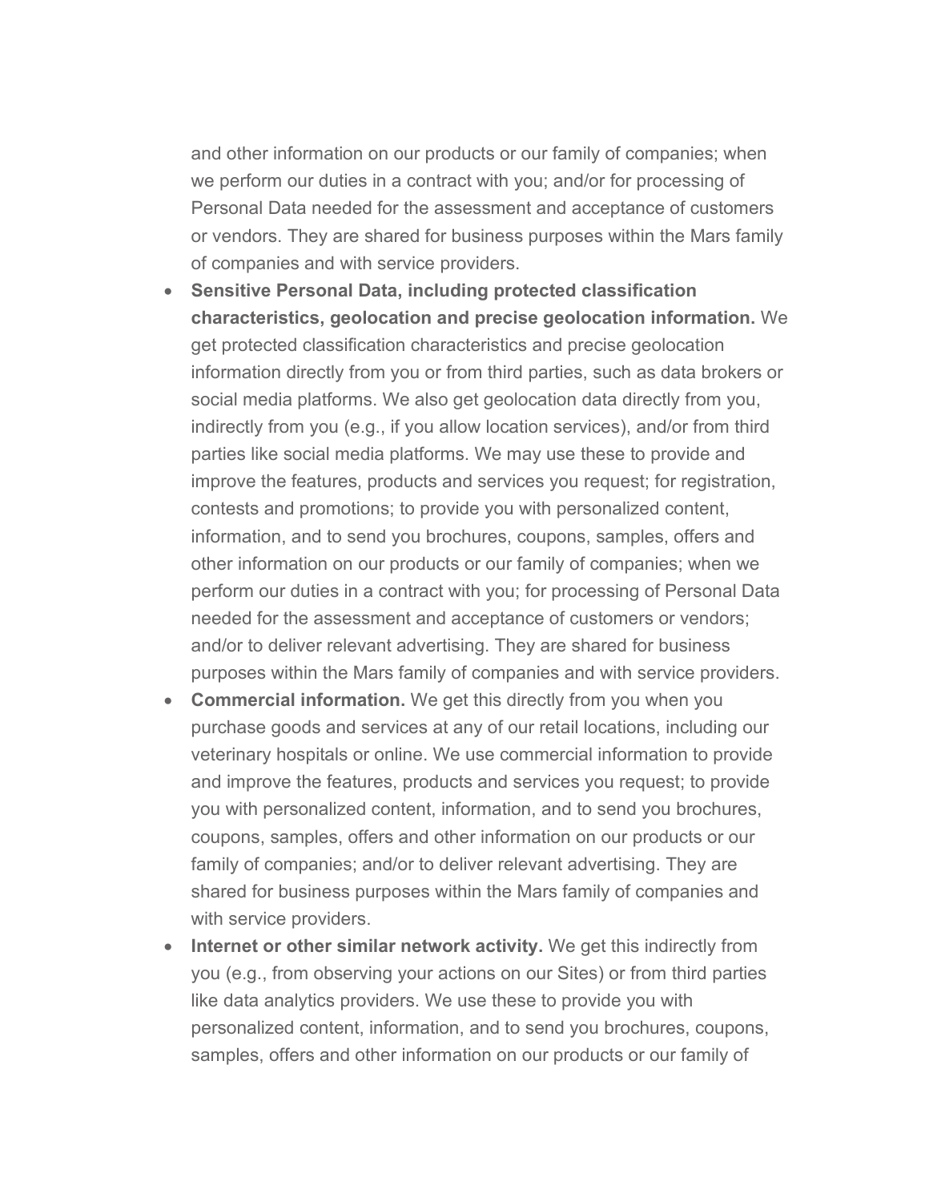and other information on our products or our family of companies; when we perform our duties in a contract with you; and/or for processing of Personal Data needed for the assessment and acceptance of customers or vendors. They are shared for business purposes within the Mars family of companies and with service providers.

- **Sensitive Personal Data, including protected classification characteristics, geolocation and precise geolocation information.** We get protected classification characteristics and precise geolocation information directly from you or from third parties, such as data brokers or social media platforms. We also get geolocation data directly from you, indirectly from you (e.g., if you allow location services), and/or from third parties like social media platforms. We may use these to provide and improve the features, products and services you request; for registration, contests and promotions; to provide you with personalized content, information, and to send you brochures, coupons, samples, offers and other information on our products or our family of companies; when we perform our duties in a contract with you; for processing of Personal Data needed for the assessment and acceptance of customers or vendors; and/or to deliver relevant advertising. They are shared for business purposes within the Mars family of companies and with service providers.
- **Commercial information.** We get this directly from you when you purchase goods and services at any of our retail locations, including our veterinary hospitals or online. We use commercial information to provide and improve the features, products and services you request; to provide you with personalized content, information, and to send you brochures, coupons, samples, offers and other information on our products or our family of companies; and/or to deliver relevant advertising. They are shared for business purposes within the Mars family of companies and with service providers.
- **Internet or other similar network activity.** We get this indirectly from you (e.g., from observing your actions on our Sites) or from third parties like data analytics providers. We use these to provide you with personalized content, information, and to send you brochures, coupons, samples, offers and other information on our products or our family of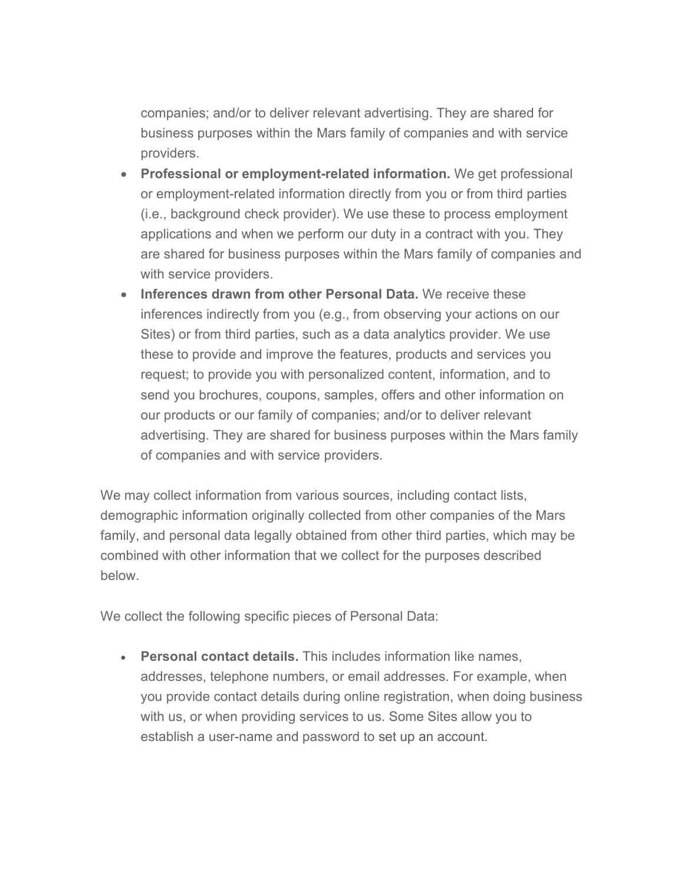companies; and/or to deliver relevant advertising. They are shared for business purposes within the Mars family of companies and with service providers.

- **Professional or employment-related information.** We get professional or employment-related information directly from you or from third parties (i.e., background check provider). We use these to process employment applications and when we perform our duty in a contract with you. They are shared for business purposes within the Mars family of companies and with service providers.
- **Inferences drawn from other Personal Data.** We receive these inferences indirectly from you (e.g., from observing your actions on our Sites) or from third parties, such as a data analytics provider. We use these to provide and improve the features, products and services you request; to provide you with personalized content, information, and to send you brochures, coupons, samples, offers and other information on our products or our family of companies; and/or to deliver relevant advertising. They are shared for business purposes within the Mars family of companies and with service providers.

We may collect information from various sources, including contact lists, demographic information originally collected from other companies of the Mars family, and personal data legally obtained from other third parties, which may be combined with other information that we collect for the purposes described below.

We collect the following specific pieces of Personal Data:

- **Personal contact details.** This includes information like names, addresses, telephone numbers, or email addresses. For example, when you provide contact details during online registration, when doing business with us, or when providing services to us. Some Sites allow you to establish a user-name and password to set up an account.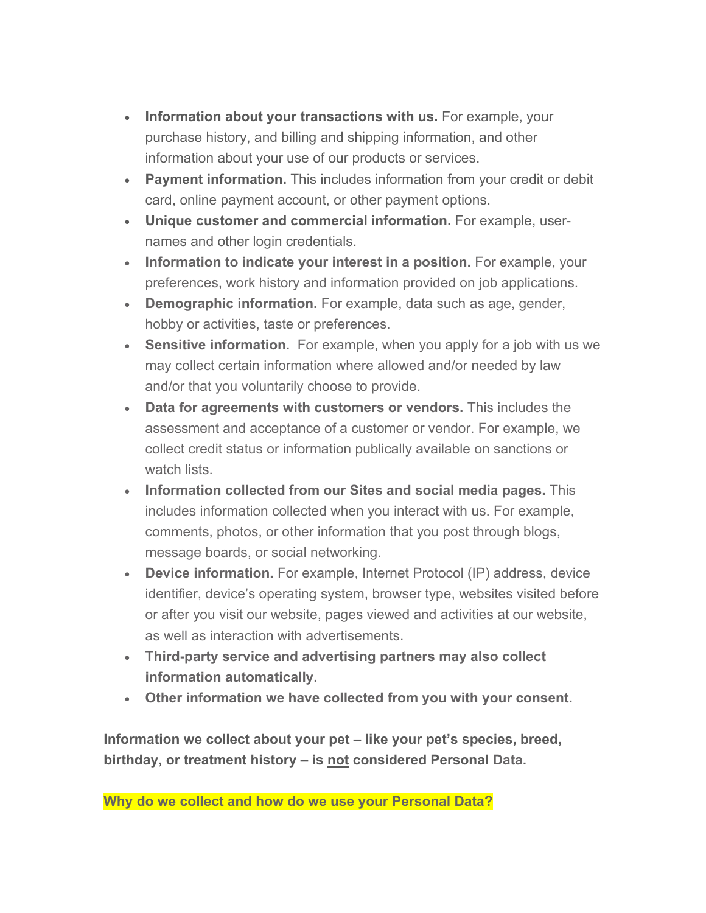- **Information about your transactions with us.** For example, your purchase history, and billing and shipping information, and other information about your use of our products or services.
- **Payment information.** This includes information from your credit or debit card, online payment account, or other payment options.
- **Unique customer and commercial information.** For example, user-names and other login credentials.
- **Information to indicate your interest in a position.** For example, your preferences, work history and information provided on job applications.
- **Demographic information.** For example, data such as age, gender, hobby or activities, taste or preferences.
- **Sensitive information.** For example, when you apply for a job with us we may collect certain information where allowed and/or needed by law and/or that you voluntarily choose to provide.
- **Data for agreements with customers or vendors.** This includes the assessment and acceptance of a customer or vendor. For example, we collect credit status or information publically available on sanctions or watch lists.
- **Information collected from our Sites and social media pages.** This includes information collected when you interact with us. For example, comments, photos, or other information that you post through blogs, message boards, or social networking.
- **Device information.** For example, Internet Protocol (IP) address, device identifier, device's operating system, browser type, websites visited before or after you visit our website, pages viewed and activities at our website, as well as interaction with advertisements.
- **Third-party service and advertising partners may also collect information automatically.**
- **Other information we have collected from you with your consent.**

**Information we collect about your pet – like your pet's species, breed, birthday, or treatment history – is not considered Personal Data.**

**Why do we collect and how do we use your Personal Data?**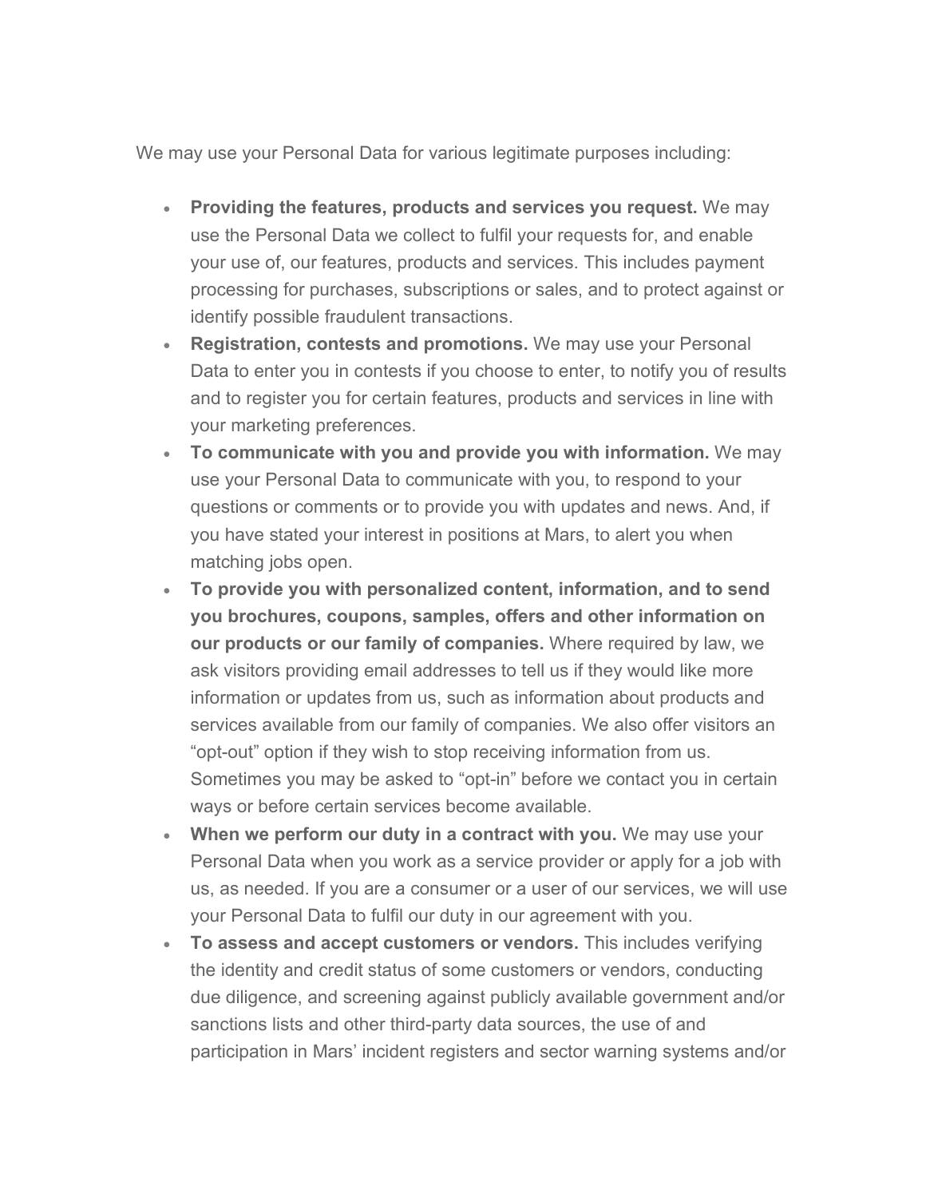We may use your Personal Data for various legitimate purposes including:

- **Providing the features, products and services you request.** We may use the Personal Data we collect to fulfil your requests for, and enable your use of, our features, products and services. This includes payment processing for purchases, subscriptions or sales, and to protect against or identify possible fraudulent transactions.
- **Registration, contests and promotions.** We may use your Personal Data to enter you in contests if you choose to enter, to notify you of results and to register you for certain features, products and services in line with your marketing preferences.
- **To communicate with you and provide you with information.** We may use your Personal Data to communicate with you, to respond to your questions or comments or to provide you with updates and news. And, if you have stated your interest in positions at Mars, to alert you when matching jobs open.
- **To provide you with personalized content, information, and to send you brochures, coupons, samples, offers and other information on our products or our family of companies.** Where required by law, we ask visitors providing email addresses to tell us if they would like more information or updates from us, such as information about products and services available from our family of companies. We also offer visitors an "opt-out" option if they wish to stop receiving information from us. Sometimes you may be asked to "opt-in" before we contact you in certain ways or before certain services become available.
- **When we perform our duty in a contract with you.** We may use your Personal Data when you work as a service provider or apply for a job with us, as needed. If you are a consumer or a user of our services, we will use your Personal Data to fulfil our duty in our agreement with you.
- **To assess and accept customers or vendors.** This includes verifying the identity and credit status of some customers or vendors, conducting due diligence, and screening against publicly available government and/or sanctions lists and other third-party data sources, the use of and participation in Mars' incident registers and sector warning systems and/or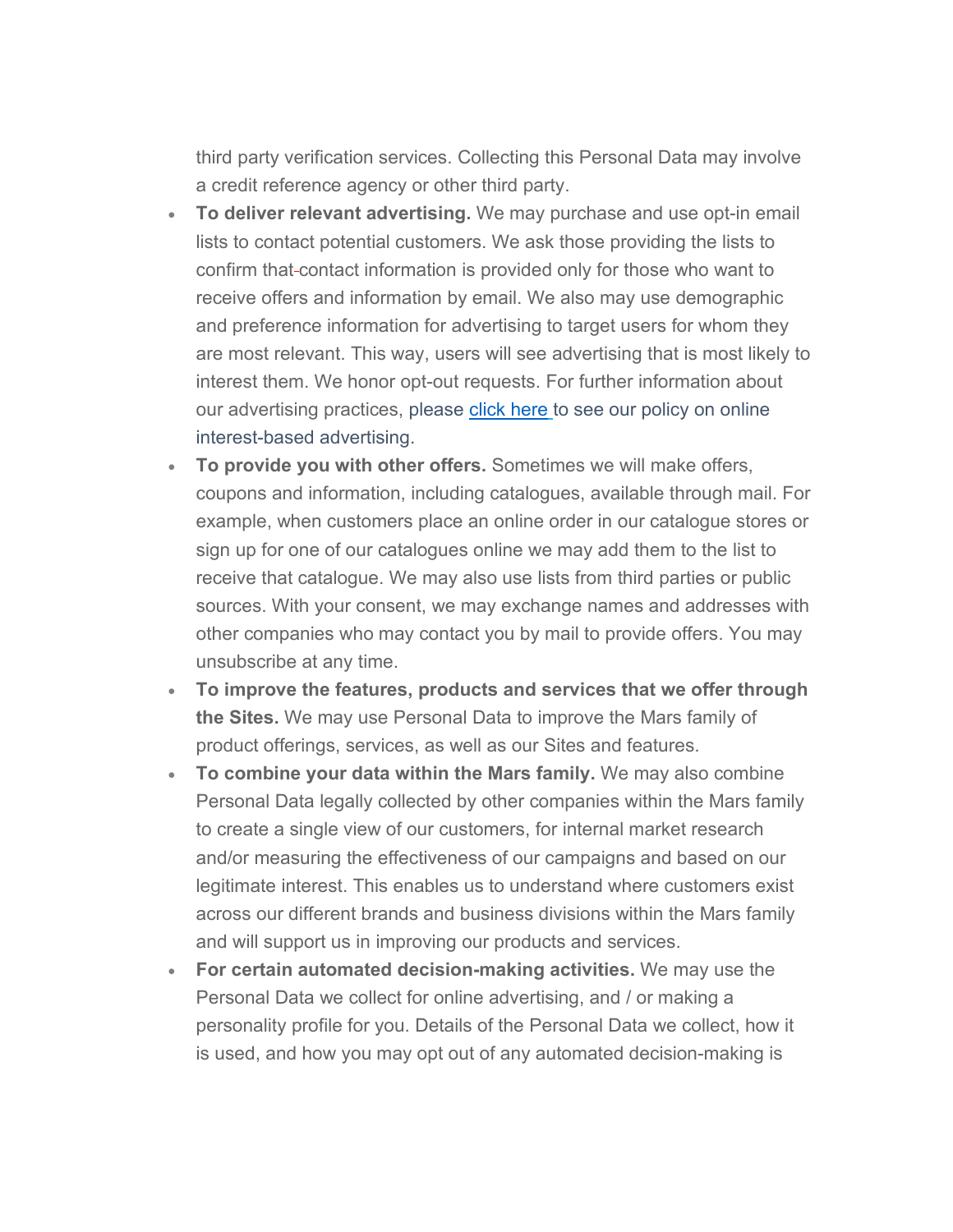third party verification services. Collecting this Personal Data may involve a credit reference agency or other third party.

- **To deliver relevant advertising.** We may purchase and use opt-in email lists to contact potential customers. We ask those providing the lists to confirm that contact information is provided only for those who want to receive offers and information by email. We also may use demographic and preference information for advertising to target users for whom they are most relevant. This way, users will see advertising that is most likely to interest them. We honor opt-out requests. For further information about our advertising practices, please click here to see our policy on online interest-based advertising.
- **To provide you with other offers.** Sometimes we will make offers, coupons and information, including catalogues, available through mail. For example, when customers place an online order in our catalogue stores or sign up for one of our catalogues online we may add them to the list to receive that catalogue. We may also use lists from third parties or public sources. With your consent, we may exchange names and addresses with other companies who may contact you by mail to provide offers. You may unsubscribe at any time.
- **To improve the features, products and services that we offer through the Sites.** We may use Personal Data to improve the Mars family of product offerings, services, as well as our Sites and features.
- **To combine your data within the Mars family.** We may also combine Personal Data legally collected by other companies within the Mars family to create a single view of our customers, for internal market research and/or measuring the effectiveness of our campaigns and based on our legitimate interest. This enables us to understand where customers exist across our different brands and business divisions within the Mars family and will support us in improving our products and services.
- **For certain automated decision-making activities.** We may use the Personal Data we collect for online advertising, and / or making a personality profile for you. Details of the Personal Data we collect, how it is used, and how you may opt out of any automated decision-making is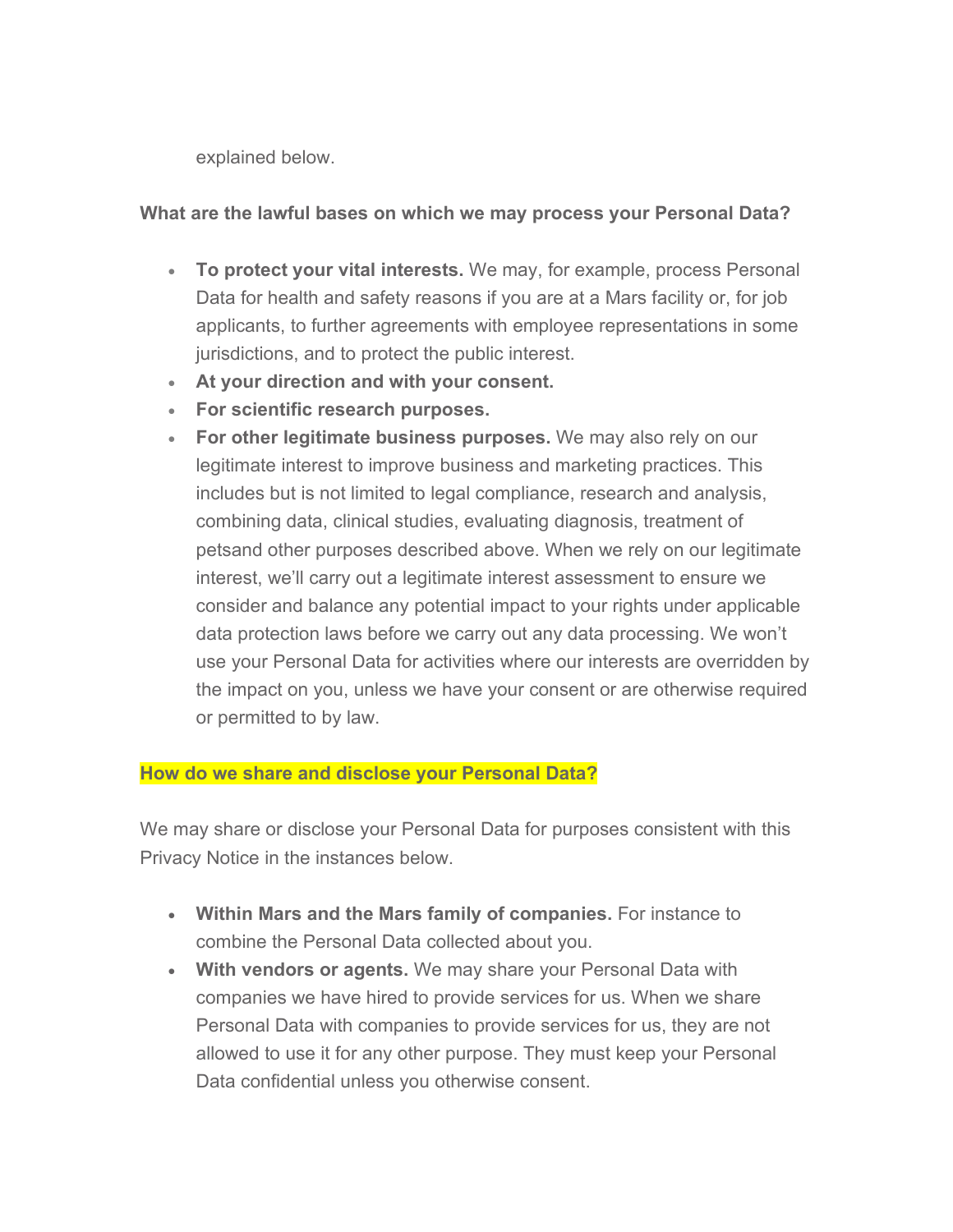explained below.

**What are the lawful bases on which we may process your Personal Data?**

- **To protect your vital interests.** We may, for example, process Personal Data for health and safety reasons if you are at a Mars facility or, for job applicants, to further agreements with employee representations in some jurisdictions, and to protect the public interest.
- **At your direction and with your consent.**
- **For scientific research purposes.**
- **For other legitimate business purposes.** We may also rely on our legitimate interest to improve business and marketing practices. This includes but is not limited to legal compliance, research and analysis, combining data, clinical studies, evaluating diagnosis, treatment of petsand other purposes described above. When we rely on our legitimate interest, we'll carry out a legitimate interest assessment to ensure we consider and balance any potential impact to your rights under applicable data protection laws before we carry out any data processing. We won't use your Personal Data for activities where our interests are overridden by the impact on you, unless we have your consent or are otherwise required or permitted to by law.

**How do we share and disclose your Personal Data?**

We may share or disclose your Personal Data for purposes consistent with this Privacy Notice in the instances below.

- **Within Mars and the Mars family of companies.** For instance to combine the Personal Data collected about you.
- **With vendors or agents.** We may share your Personal Data with companies we have hired to provide services for us. When we share Personal Data with companies to provide services for us, they are not allowed to use it for any other purpose. They must keep your Personal Data confidential unless you otherwise consent.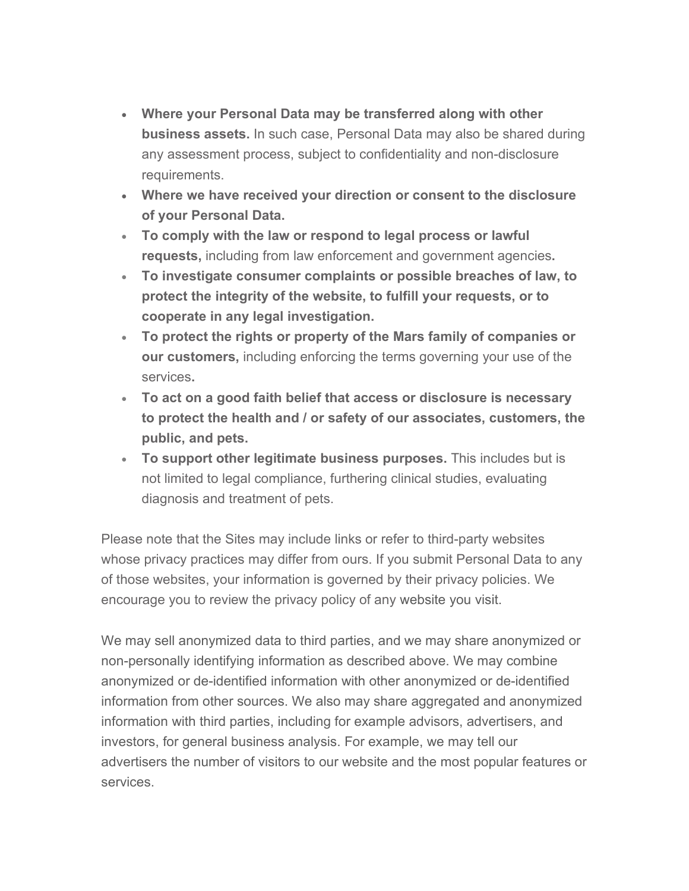- **Where your Personal Data may be transferred along with other business assets.** In such case, Personal Data may also be shared during any assessment process, subject to confidentiality and non-disclosure requirements.
- **Where we have received your direction or consent to the disclosure of your Personal Data.**
- **To comply with the law or respond to legal process or lawful requests,** including from law enforcement and government agencies**.**
- **To investigate consumer complaints or possible breaches of law, to protect the integrity of the website, to fulfill your requests, or to cooperate in any legal investigation.**
- **To protect the rights or property of the Mars family of companies or our customers,** including enforcing the terms governing your use of the services**.**
- **To act on a good faith belief that access or disclosure is necessary to protect the health and / or safety of our associates, customers, the public, and pets.**
- **To support other legitimate business purposes.** This includes but is not limited to legal compliance, furthering clinical studies, evaluating diagnosis and treatment of pets.

Please note that the Sites may include links or refer to third-party websites whose privacy practices may differ from ours. If you submit Personal Data to any of those websites, your information is governed by their privacy policies. We encourage you to review the privacy policy of any website you visit.

We may sell anonymized data to third parties, and we may share anonymized or non-personally identifying information as described above. We may combine anonymized or de-identified information with other anonymized or de-identified information from other sources. We also may share aggregated and anonymized information with third parties, including for example advisors, advertisers, and investors, for general business analysis. For example, we may tell our advertisers the number of visitors to our website and the most popular features or services.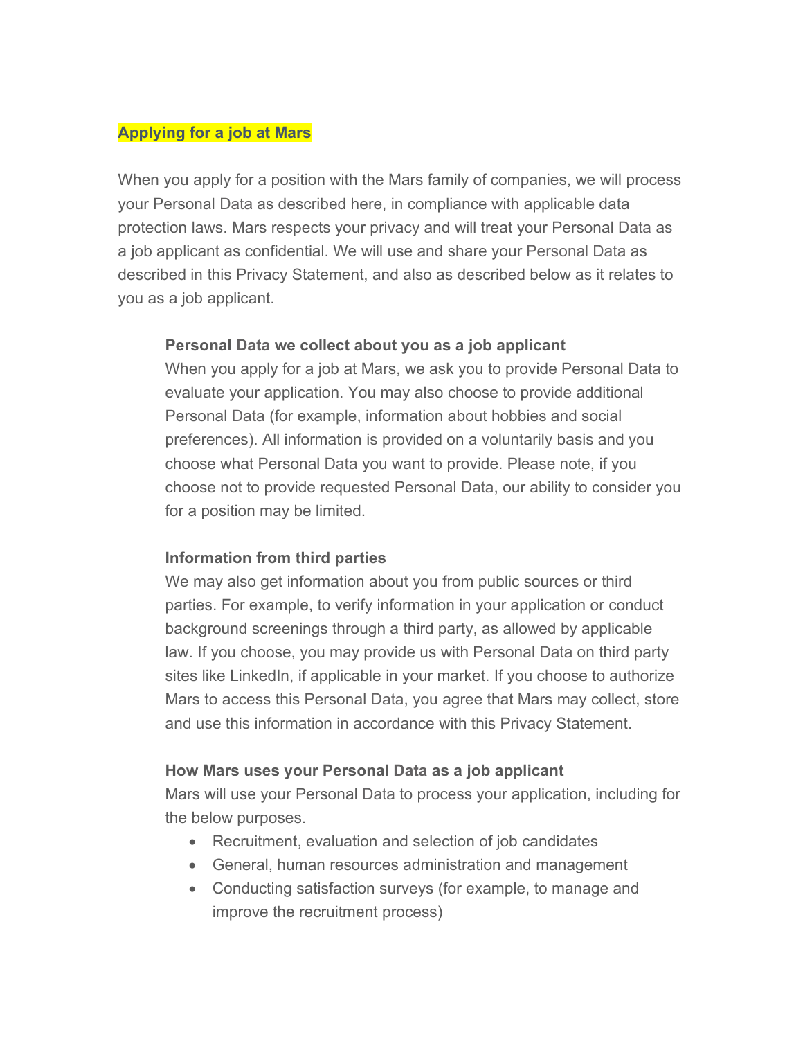## Applying for a job at Mars

When you apply for a position with the Mars family of companies, we will process your Personal Data as described here, in compliance with applicable data protection laws. Mars respects your privacy and will treat your Personal Data as a job applicant as confidential. We will use and share your Personal Data as described in this Privacy Statement, and also as described below as it relates to you as a job applicant.

### Personal Data we collect about you as a job applicant

When you apply for a job at Mars, we ask you to provide Personal Data to evaluate your application. You may also choose to provide additional Personal Data (for example, information about hobbies and social preferences). All information is provided on a voluntarily basis and you choose what Personal Data you want to provide. Please note, if you choose not to provide requested Personal Data, our ability to consider you for a position may be limited.

### Information from third parties

We may also get information about you from public sources or third parties. For example, to verify information in your application or conduct background screenings through a third party, as allowed by applicable law. If you choose, you may provide us with Personal Data on third party sites like LinkedIn, if applicable in your market. If you choose to authorize Mars to access this Personal Data, you agree that Mars may collect, store and use this information in accordance with this Privacy Statement.

### How Mars uses your Personal Data as a job applicant

Mars will use your Personal Data to process your application, including for the below purposes.

- Recruitment, evaluation and selection of job candidates
- General, human resources administration and management
- Conducting satisfaction surveys (for example, to manage and improve the recruitment process)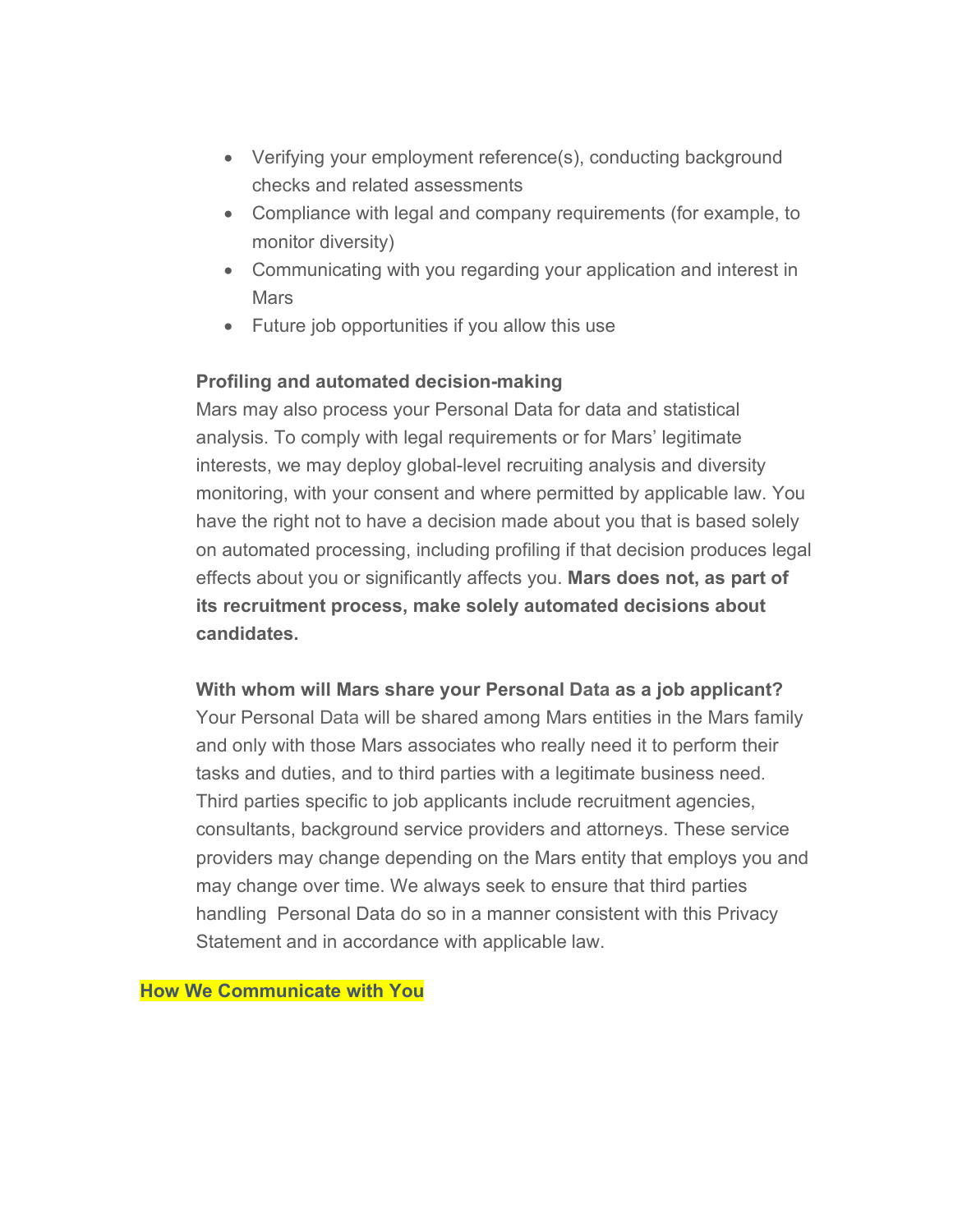- Verifying your employment reference(s), conducting background checks and related assessments
- Compliance with legal and company requirements (for example, to monitor diversity)
- Communicating with you regarding your application and interest in Mars
- Future job opportunities if you allow this use

**Profiling and automated decision-making**

Mars may also process your Personal Data for data and statistical analysis. To comply with legal requirements or for Mars' legitimate interests, we may deploy global-level recruiting analysis and diversity monitoring, with your consent and where permitted by applicable law. You have the right not to have a decision made about you that is based solely on automated processing, including profiling if that decision produces legal effects about you or significantly affects you. **Mars does not, as part of its recruitment process, make solely automated decisions about candidates.**

**With whom will Mars share your Personal Data as a job applicant?**

Your Personal Data will be shared among Mars entities in the Mars family and only with those Mars associates who really need it to perform their tasks and duties, and to third parties with a legitimate business need. Third parties specific to job applicants include recruitment agencies, consultants, background service providers and attorneys. These service providers may change depending on the Mars entity that employs you and may change over time. We always seek to ensure that third parties handling Personal Data do so in a manner consistent with this Privacy Statement and in accordance with applicable law.

## How We Communicate with You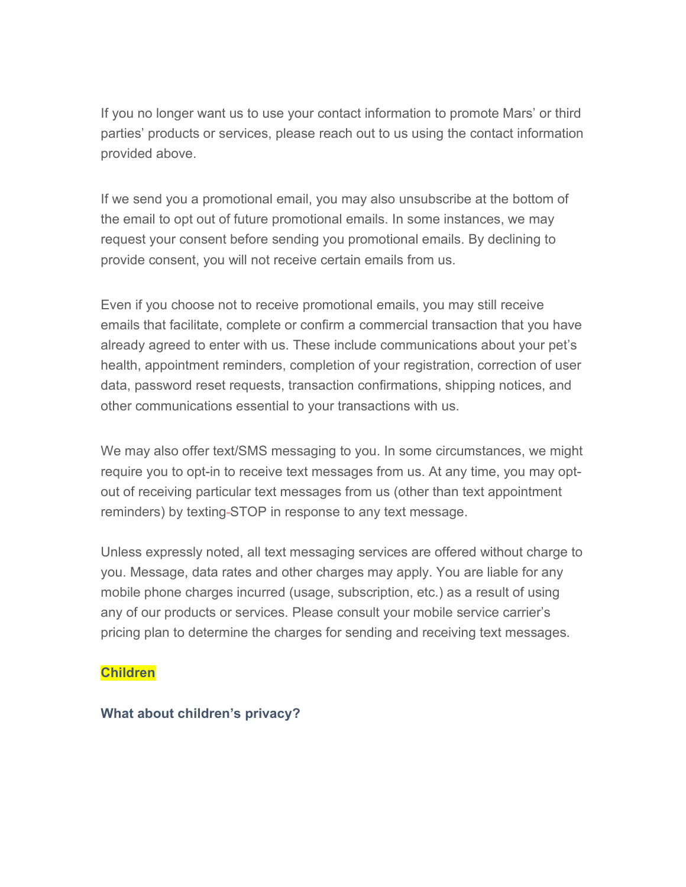If you no longer want us to use your contact information to promote Mars' or third parties' products or services, please reach out to us using the contact information provided above.

If we send you a promotional email, you may also unsubscribe at the bottom of the email to opt out of future promotional emails. In some instances, we may request your consent before sending you promotional emails. By declining to provide consent, you will not receive certain emails from us.

Even if you choose not to receive promotional emails, you may still receive emails that facilitate, complete or confirm a commercial transaction that you have already agreed to enter with us. These include communications about your pet's health, appointment reminders, completion of your registration, correction of user data, password reset requests, transaction confirmations, shipping notices, and other communications essential to your transactions with us.

We may also offer text/SMS messaging to you. In some circumstances, we might require you to opt-in to receive text messages from us. At any time, you may opt-out of receiving particular text messages from us (other than text appointment reminders) by texting STOP in response to any text message.

Unless expressly noted, all text messaging services are offered without charge to you. Message, data rates and other charges may apply. You are liable for any mobile phone charges incurred (usage, subscription, etc.) as a result of using any of our products or services. Please consult your mobile service carrier's pricing plan to determine the charges for sending and receiving text messages.

## Children

### What about children's privacy?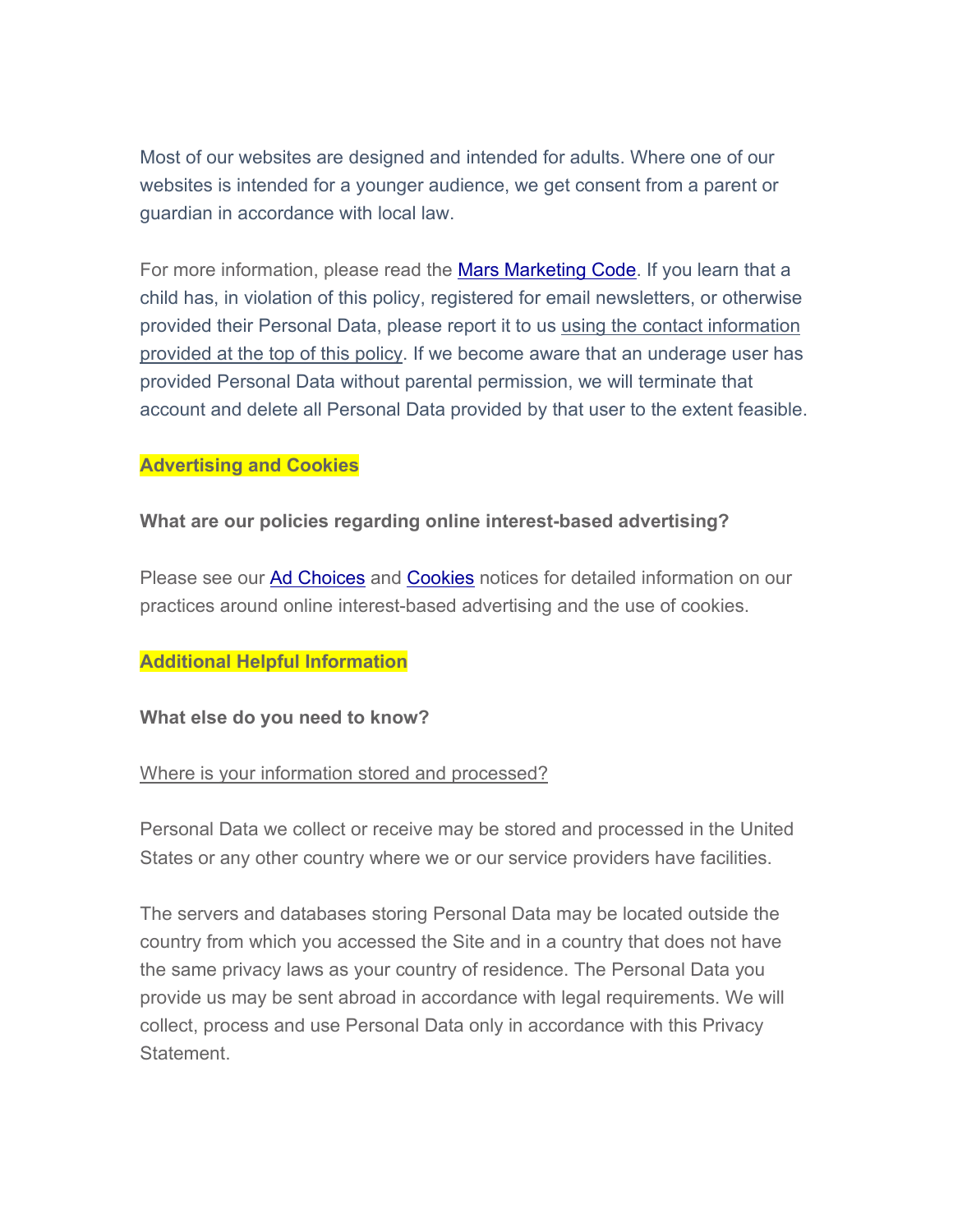Most of our websites are designed and intended for adults. Where one of our websites is intended for a younger audience, we get consent from a parent or guardian in accordance with local law.

For more information, please read the [Mars Marketing Code](). If you learn that a child has, in violation of this policy, registered for email newsletters, or otherwise provided their Personal Data, please report it to us using the contact information provided at the top of this policy. If we become aware that an underage user has provided Personal Data without parental permission, we will terminate that account and delete all Personal Data provided by that user to the extent feasible.

## Advertising and Cookies

**What are our policies regarding online interest-based advertising?**

Please see our Ad Choices and Cookies notices for detailed information on our practices around online interest-based advertising and the use of cookies.

## Additional Helpful Information

**What else do you need to know?**

Where is your information stored and processed?

Personal Data we collect or receive may be stored and processed in the United States or any other country where we or our service providers have facilities.

The servers and databases storing Personal Data may be located outside the country from which you accessed the Site and in a country that does not have the same privacy laws as your country of residence. The Personal Data you provide us may be sent abroad in accordance with legal requirements. We will collect, process and use Personal Data only in accordance with this Privacy Statement.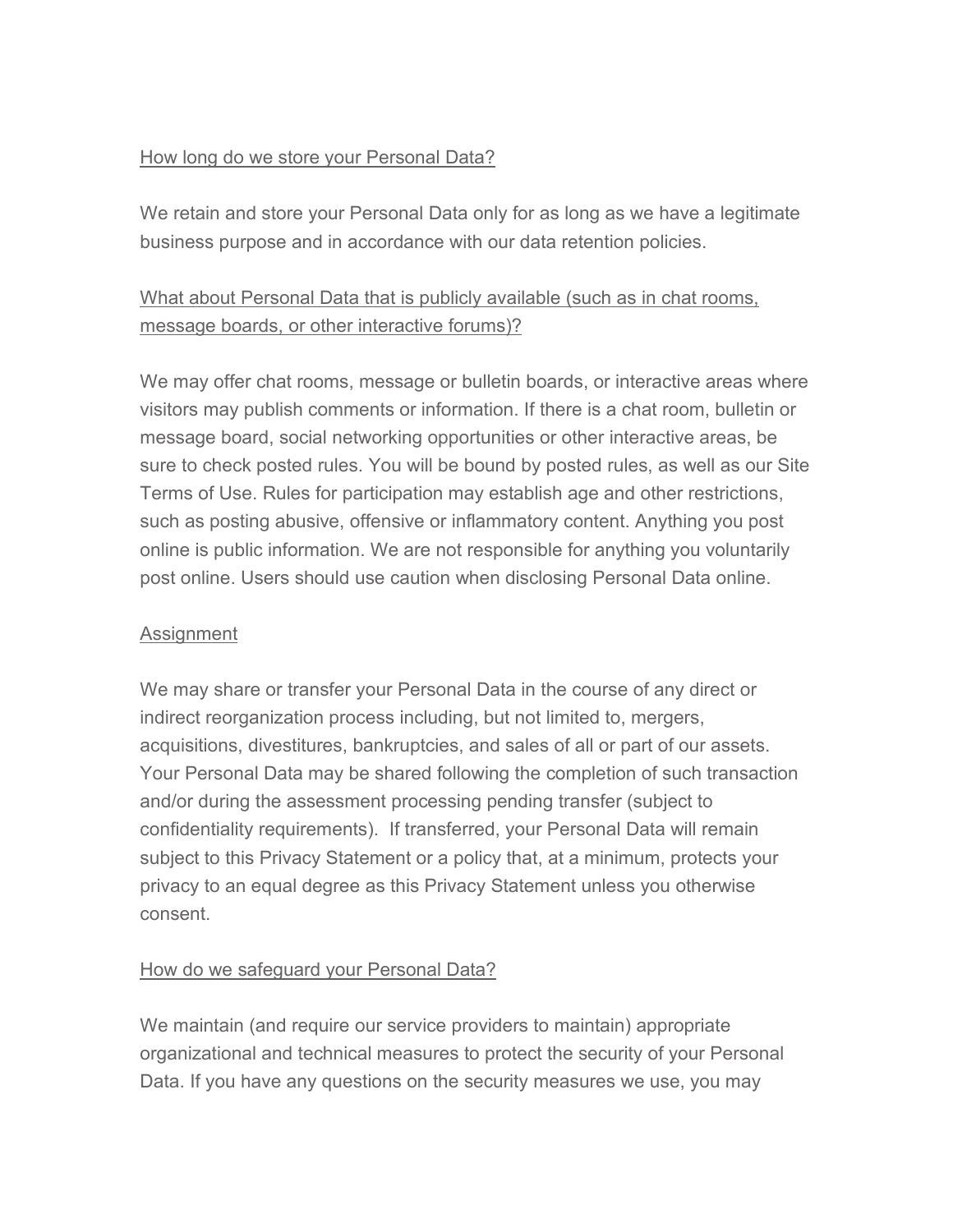## How long do we store your Personal Data?

We retain and store your Personal Data only for as long as we have a legitimate business purpose and in accordance with our data retention policies.

## What about Personal Data that is publicly available (such as in chat rooms, message boards, or other interactive forums)?

We may offer chat rooms, message or bulletin boards, or interactive areas where visitors may publish comments or information. If there is a chat room, bulletin or message board, social networking opportunities or other interactive areas, be sure to check posted rules. You will be bound by posted rules, as well as our Site Terms of Use. Rules for participation may establish age and other restrictions, such as posting abusive, offensive or inflammatory content. Anything you post online is public information. We are not responsible for anything you voluntarily post online. Users should use caution when disclosing Personal Data online.

## Assignment

We may share or transfer your Personal Data in the course of any direct or indirect reorganization process including, but not limited to, mergers, acquisitions, divestitures, bankruptcies, and sales of all or part of our assets. Your Personal Data may be shared following the completion of such transaction and/or during the assessment processing pending transfer (subject to confidentiality requirements). If transferred, your Personal Data will remain subject to this Privacy Statement or a policy that, at a minimum, protects your privacy to an equal degree as this Privacy Statement unless you otherwise consent.

## How do we safeguard your Personal Data?

We maintain (and require our service providers to maintain) appropriate organizational and technical measures to protect the security of your Personal Data. If you have any questions on the security measures we use, you may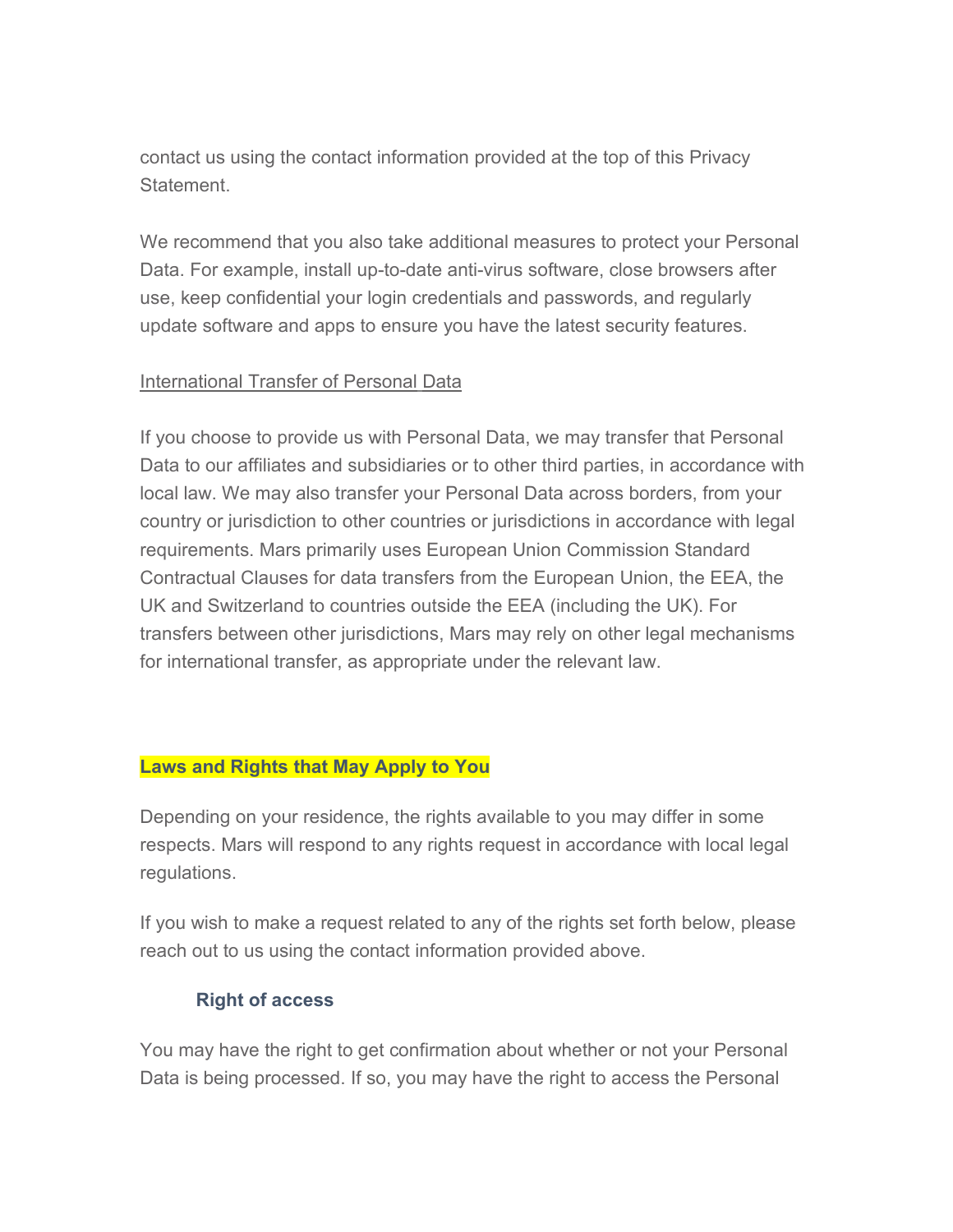contact us using the contact information provided at the top of this Privacy Statement.

We recommend that you also take additional measures to protect your Personal Data. For example, install up-to-date anti-virus software, close browsers after use, keep confidential your login credentials and passwords, and regularly update software and apps to ensure you have the latest security features.

International Transfer of Personal Data

If you choose to provide us with Personal Data, we may transfer that Personal Data to our affiliates and subsidiaries or to other third parties, in accordance with local law. We may also transfer your Personal Data across borders, from your country or jurisdiction to other countries or jurisdictions in accordance with legal requirements. Mars primarily uses European Union Commission Standard Contractual Clauses for data transfers from the European Union, the EEA, the UK and Switzerland to countries outside the EEA (including the UK). For transfers between other jurisdictions, Mars may rely on other legal mechanisms for international transfer, as appropriate under the relevant law.

## Laws and Rights that May Apply to You

Depending on your residence, the rights available to you may differ in some respects. Mars will respond to any rights request in accordance with local legal regulations.

If you wish to make a request related to any of the rights set forth below, please reach out to us using the contact information provided above.

### Right of access

You may have the right to get confirmation about whether or not your Personal Data is being processed. If so, you may have the right to access the Personal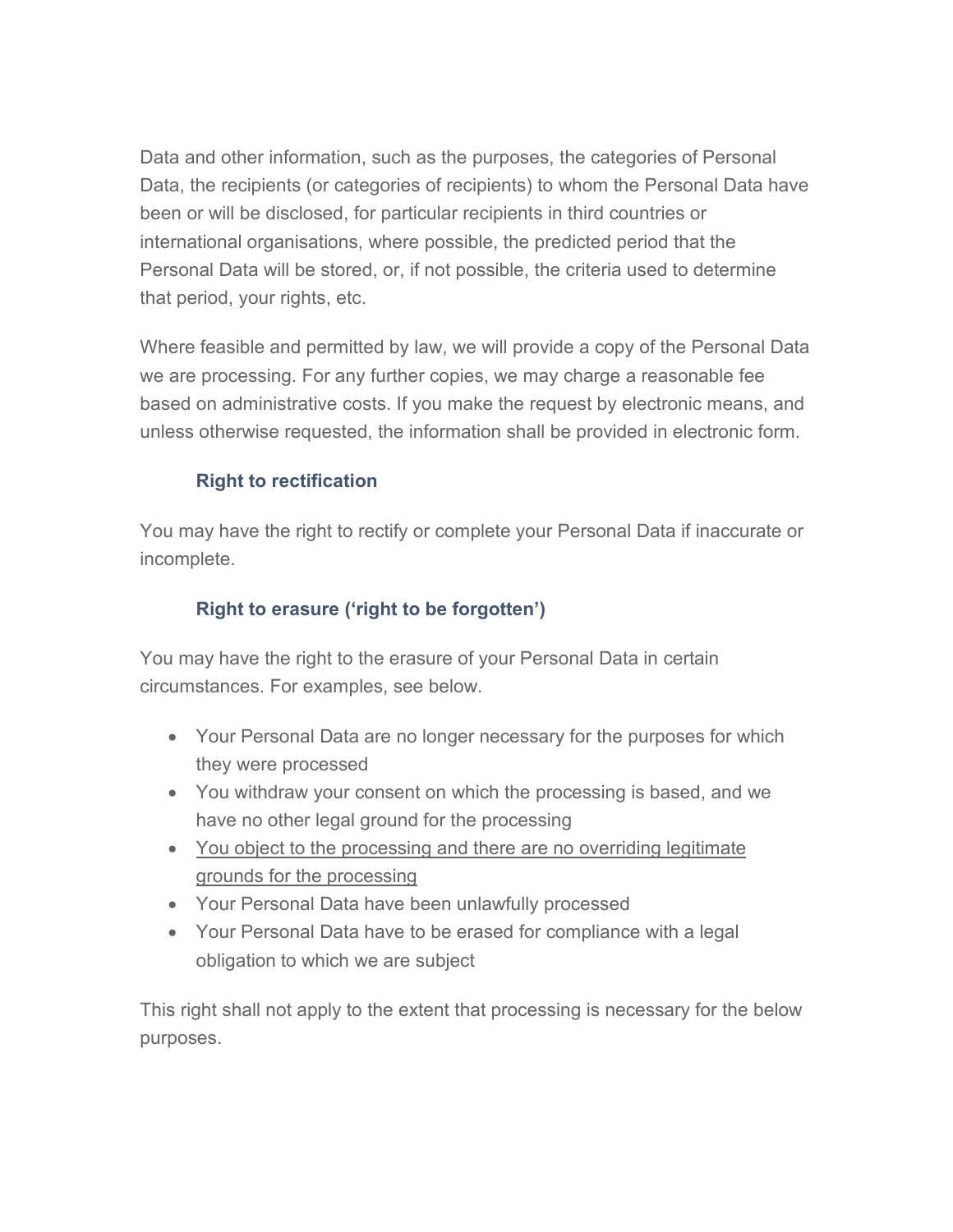Data and other information, such as the purposes, the categories of Personal Data, the recipients (or categories of recipients) to whom the Personal Data have been or will be disclosed, for particular recipients in third countries or international organisations, where possible, the predicted period that the Personal Data will be stored, or, if not possible, the criteria used to determine that period, your rights, etc.

Where feasible and permitted by law, we will provide a copy of the Personal Data we are processing. For any further copies, we may charge a reasonable fee based on administrative costs. If you make the request by electronic means, and unless otherwise requested, the information shall be provided in electronic form.

### Right to rectification

You may have the right to rectify or complete your Personal Data if inaccurate or incomplete.

### Right to erasure (‘right to be forgotten’)

You may have the right to the erasure of your Personal Data in certain circumstances. For examples, see below.

- Your Personal Data are no longer necessary for the purposes for which they were processed
- You withdraw your consent on which the processing is based, and we have no other legal ground for the processing
- <u>You object to the processing and there are no overriding legitimate grounds for the processing</u>
- Your Personal Data have been unlawfully processed
- Your Personal Data have to be erased for compliance with a legal obligation to which we are subject

This right shall not apply to the extent that processing is necessary for the below purposes.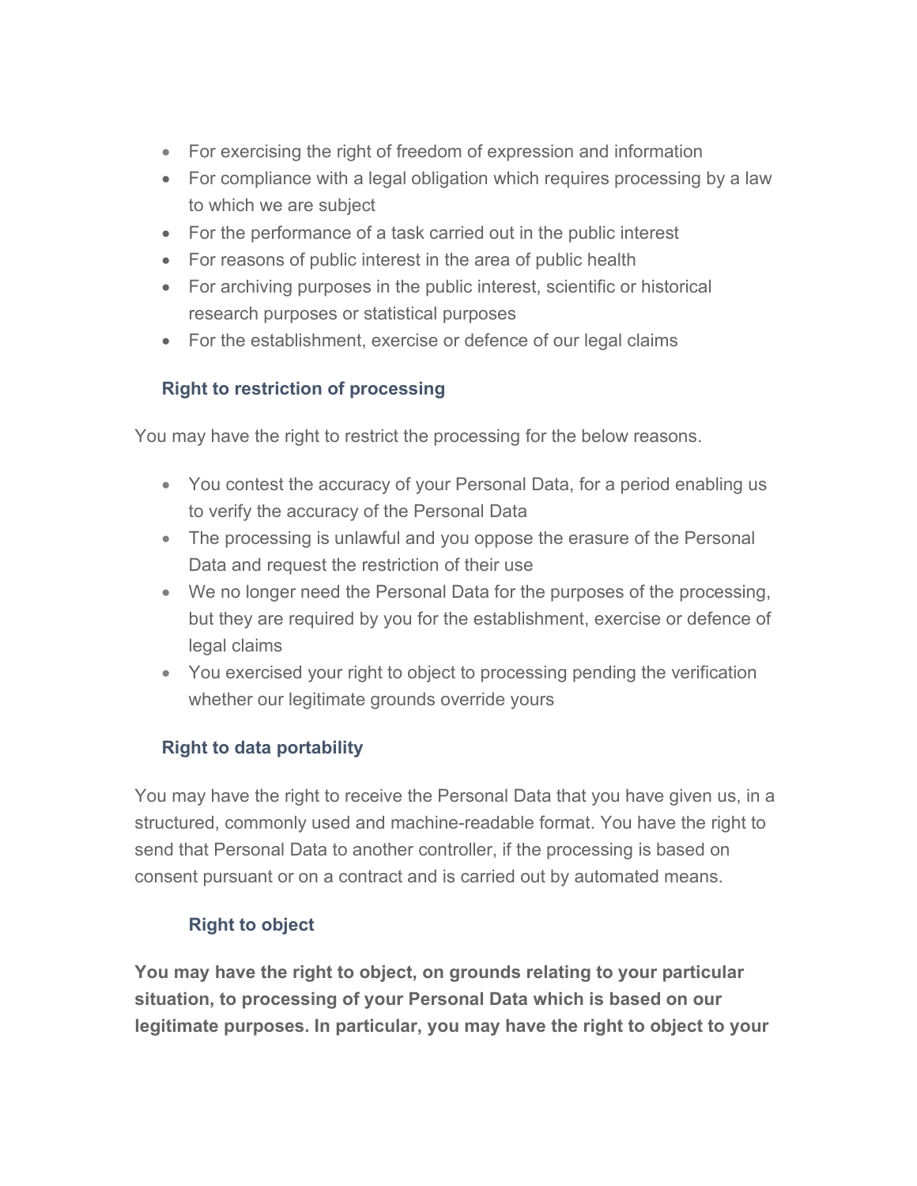- For exercising the right of freedom of expression and information
- For compliance with a legal obligation which requires processing by a law to which we are subject
- For the performance of a task carried out in the public interest
- For reasons of public interest in the area of public health
- For archiving purposes in the public interest, scientific or historical research purposes or statistical purposes
- For the establishment, exercise or defence of our legal claims

### Right to restriction of processing

You may have the right to restrict the processing for the below reasons.

- You contest the accuracy of your Personal Data, for a period enabling us to verify the accuracy of the Personal Data
- The processing is unlawful and you oppose the erasure of the Personal Data and request the restriction of their use
- We no longer need the Personal Data for the purposes of the processing, but they are required by you for the establishment, exercise or defence of legal claims
- You exercised your right to object to processing pending the verification whether our legitimate grounds override yours

### Right to data portability

You may have the right to receive the Personal Data that you have given us, in a structured, commonly used and machine-readable format. You have the right to send that Personal Data to another controller, if the processing is based on consent pursuant or on a contract and is carried out by automated means.

### Right to object

**You may have the right to object, on grounds relating to your particular situation, to processing of your Personal Data which is based on our legitimate purposes. In particular, you may have the right to object to your**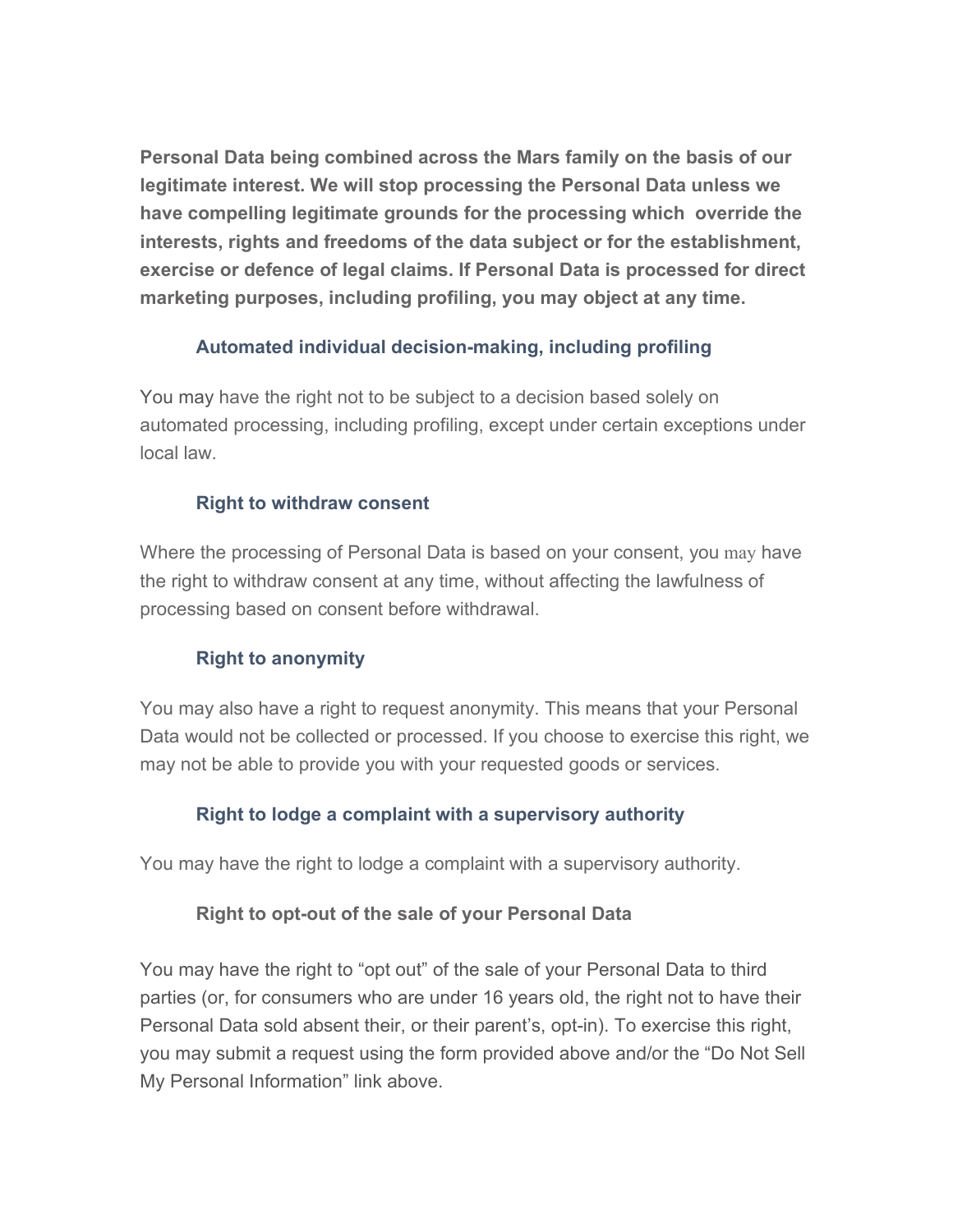**Personal Data being combined across the Mars family on the basis of our legitimate interest. We will stop processing the Personal Data unless we have compelling legitimate grounds for the processing which override the interests, rights and freedoms of the data subject or for the establishment, exercise or defence of legal claims. If Personal Data is processed for direct marketing purposes, including profiling, you may object at any time.**

### Automated individual decision-making, including profiling

You may have the right not to be subject to a decision based solely on automated processing, including profiling, except under certain exceptions under local law.

### Right to withdraw consent

Where the processing of Personal Data is based on your consent, you may have the right to withdraw consent at any time, without affecting the lawfulness of processing based on consent before withdrawal.

### Right to anonymity

You may also have a right to request anonymity. This means that your Personal Data would not be collected or processed. If you choose to exercise this right, we may not be able to provide you with your requested goods or services.

### Right to lodge a complaint with a supervisory authority

You may have the right to lodge a complaint with a supervisory authority.

### Right to opt-out of the sale of your Personal Data

You may have the right to "opt out" of the sale of your Personal Data to third parties (or, for consumers who are under 16 years old, the right not to have their Personal Data sold absent their, or their parent's, opt-in). To exercise this right, you may submit a request using the form provided above and/or the "Do Not Sell My Personal Information" link above.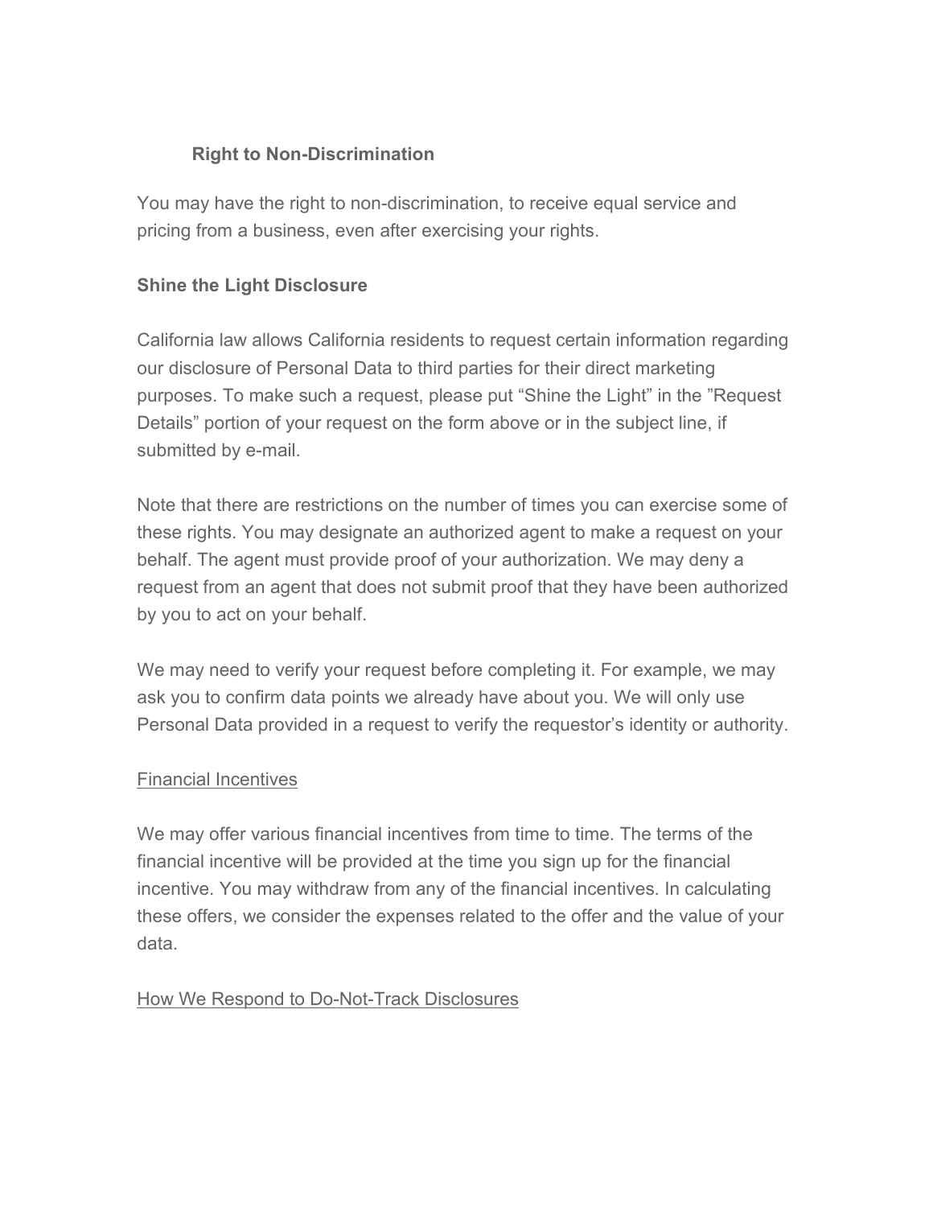**Right to Non-Discrimination**

You may have the right to non-discrimination, to receive equal service and pricing from a business, even after exercising your rights.

**Shine the Light Disclosure**

California law allows California residents to request certain information regarding our disclosure of Personal Data to third parties for their direct marketing purposes. To make such a request, please put "Shine the Light" in the "Request Details" portion of your request on the form above or in the subject line, if submitted by e-mail.

Note that there are restrictions on the number of times you can exercise some of these rights. You may designate an authorized agent to make a request on your behalf. The agent must provide proof of your authorization. We may deny a request from an agent that does not submit proof that they have been authorized by you to act on your behalf.

We may need to verify your request before completing it. For example, we may ask you to confirm data points we already have about you. We will only use Personal Data provided in a request to verify the requestor's identity or authority.

<u>Financial Incentives</u>

We may offer various financial incentives from time to time. The terms of the financial incentive will be provided at the time you sign up for the financial incentive. You may withdraw from any of the financial incentives. In calculating these offers, we consider the expenses related to the offer and the value of your data.

<u>How We Respond to Do-Not-Track Disclosures</u>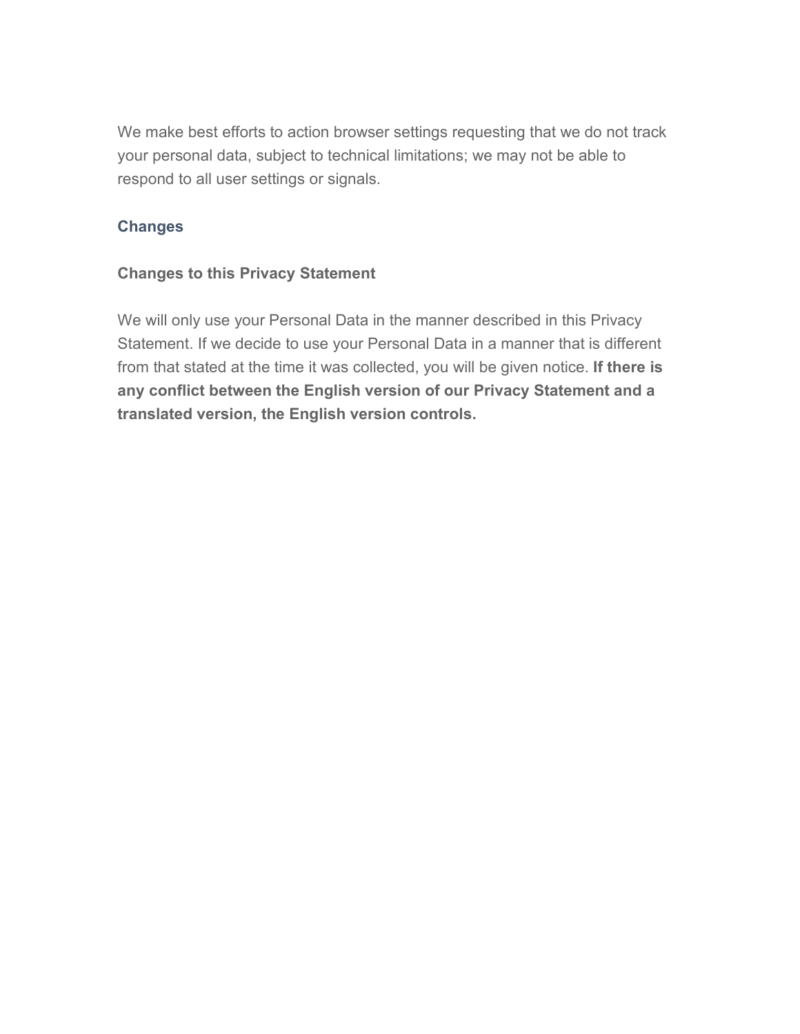We make best efforts to action browser settings requesting that we do not track your personal data, subject to technical limitations; we may not be able to respond to all user settings or signals.

## Changes

### Changes to this Privacy Statement

We will only use your Personal Data in the manner described in this Privacy Statement. If we decide to use your Personal Data in a manner that is different from that stated at the time it was collected, you will be given notice. **If there is any conflict between the English version of our Privacy Statement and a translated version, the English version controls.**